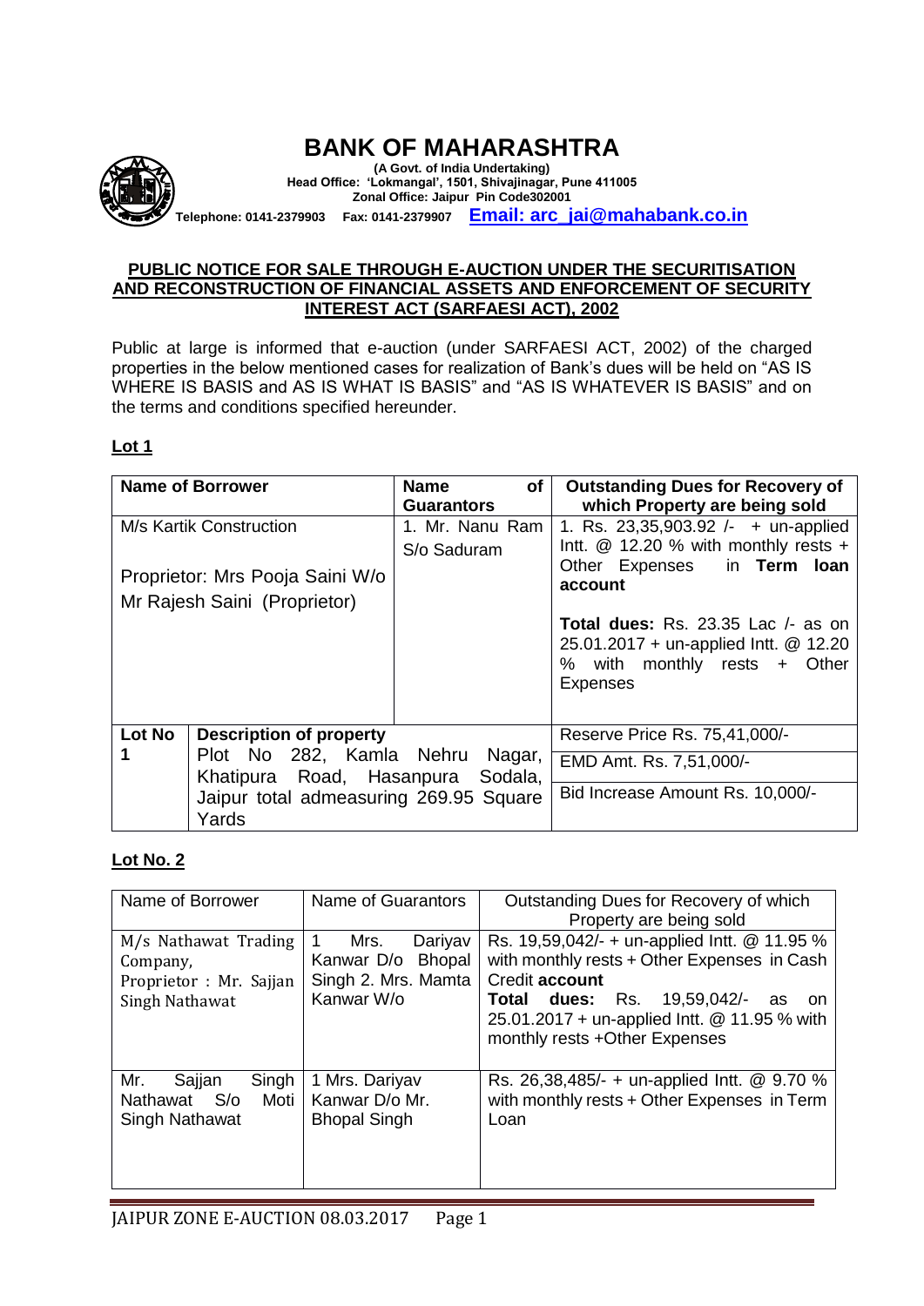# BANK OF MAHARASHTRA

**(A Govt. of India Undertaking)**
**Head Office: 'Lokmangal', 1501, Shivajinagar, Pune 411005**
**Zonal Office: Jaipur Pin Code302001**
**Telephone: 0141-2379903 Fax: 0141-2379907 Email: arc_jai@mahabank.co.in**

## PUBLIC NOTICE FOR SALE THROUGH E-AUCTION UNDER THE SECURITISATION AND RECONSTRUCTION OF FINANCIAL ASSETS AND ENFORCEMENT OF SECURITY INTEREST ACT (SARFAESI ACT), 2002

Public at large is informed that e-auction (under SARFAESI ACT, 2002) of the charged properties in the below mentioned cases for realization of Bank's dues will be held on "AS IS WHERE IS BASIS and AS IS WHAT IS BASIS" and "AS IS WHATEVER IS BASIS" and on the terms and conditions specified hereunder.

### Lot 1

| Name of Borrower | | Name of Guarantors | Outstanding Dues for Recovery of which Property are being sold |
|---|---|---|---|
| M/s Kartik Construction<br><br>Proprietor: Mrs Pooja Saini W/o Mr Rajesh Saini (Proprietor) | | 1. Mr. Nanu Ram S/o Saduram | 1. Rs. 23,35,903.92 /- + un-applied Intt. @ 12.20 % with monthly rests + Other Expenses in **Term loan account**<br><br>**Total dues:** Rs. 23.35 Lac /- as on 25.01.2017 + un-applied Intt. @ 12.20 % with monthly rests + Other Expenses |
| **Lot No 1** | **Description of property**<br>Plot No 282, Kamla Nehru Nagar, Khatipura Road, Hasanpura Sodala, Jaipur total admeasuring 269.95 Square Yards | | Reserve Price Rs. 75,41,000/-<br>EMD Amt. Rs. 7,51,000/-<br>Bid Increase Amount Rs. 10,000/- |

### Lot No. 2

| Name of Borrower | Name of Guarantors | Outstanding Dues for Recovery of which Property are being sold |
|---|---|---|
| M/s Nathawat Trading Company,<br>Proprietor : Mr. Sajjan Singh Nathawat | 1 Mrs. Dariyav Kanwar D/o Bhopal Singh 2. Mrs. Mamta Kanwar W/o | Rs. 19,59,042/- + un-applied Intt. @ 11.95 % with monthly rests + Other Expenses in Cash Credit **account**<br>**Total dues:** Rs. 19,59,042/- as on 25.01.2017 + un-applied Intt. @ 11.95 % with monthly rests +Other Expenses |
| Mr. Sajjan Singh Nathawat S/o Moti Singh Nathawat | 1 Mrs. Dariyav Kanwar D/o Mr. Bhopal Singh | Rs. 26,38,485/- + un-applied Intt. @ 9.70 % with monthly rests + Other Expenses in Term Loan |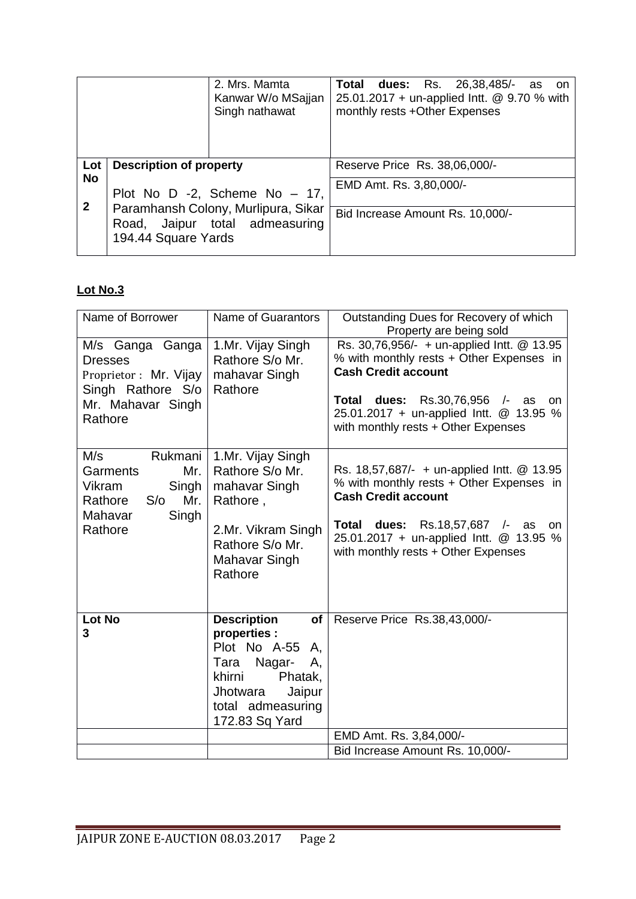|  |  | 2. Mrs. Mamta Kanwar W/o MSajjan Singh nathawat | **Total dues:** Rs. 26,38,485/- as on 25.01.2017 + un-applied Intt. @ 9.70 % with monthly rests +Other Expenses |
|---|---|---|---|
| **Lot No** | **Description of property** | | Reserve Price Rs. 38,06,000/- |
| **2** | Plot No D -2, Scheme No – 17, Paramhansh Colony, Murlipura, Sikar Road, Jaipur total admeasuring 194.44 Square Yards | | EMD Amt. Rs. 3,80,000/- |
|  |  | | Bid Increase Amount Rs. 10,000/- |

## Lot No.3

| Name of Borrower | Name of Guarantors | Outstanding Dues for Recovery of which Property are being sold |
|---|---|---|
| M/s Ganga Ganga Dresses Proprietor : Mr. Vijay Singh Rathore S/o Mr. Mahavar Singh Rathore | 1.Mr. Vijay Singh Rathore S/o Mr. mahavar Singh Rathore | Rs. 30,76,956/- + un-applied Intt. @ 13.95 % with monthly rests + Other Expenses in **Cash Credit account**<br><br>**Total dues:** Rs.30,76,956 /- as on 25.01.2017 + un-applied Intt. @ 13.95 % with monthly rests + Other Expenses |
| M/s Rukmani Garments Mr. Vikram Singh Rathore S/o Mr. Mahavar Singh Rathore | 1.Mr. Vijay Singh Rathore S/o Mr. mahavar Singh Rathore ,<br><br>2.Mr. Vikram Singh Rathore S/o Mr. Mahavar Singh Rathore | Rs. 18,57,687/- + un-applied Intt. @ 13.95 % with monthly rests + Other Expenses in **Cash Credit account**<br><br>**Total dues:** Rs.18,57,687 /- as on 25.01.2017 + un-applied Intt. @ 13.95 % with monthly rests + Other Expenses |
| **Lot No 3** | **Description of properties :** Plot No A-55 A, Tara Nagar- A, khirni Phatak, Jhotwara Jaipur total admeasuring 172.83 Sq Yard | Reserve Price Rs.38,43,000/- |
|  |  | EMD Amt. Rs. 3,84,000/- |
|  |  | Bid Increase Amount Rs. 10,000/- |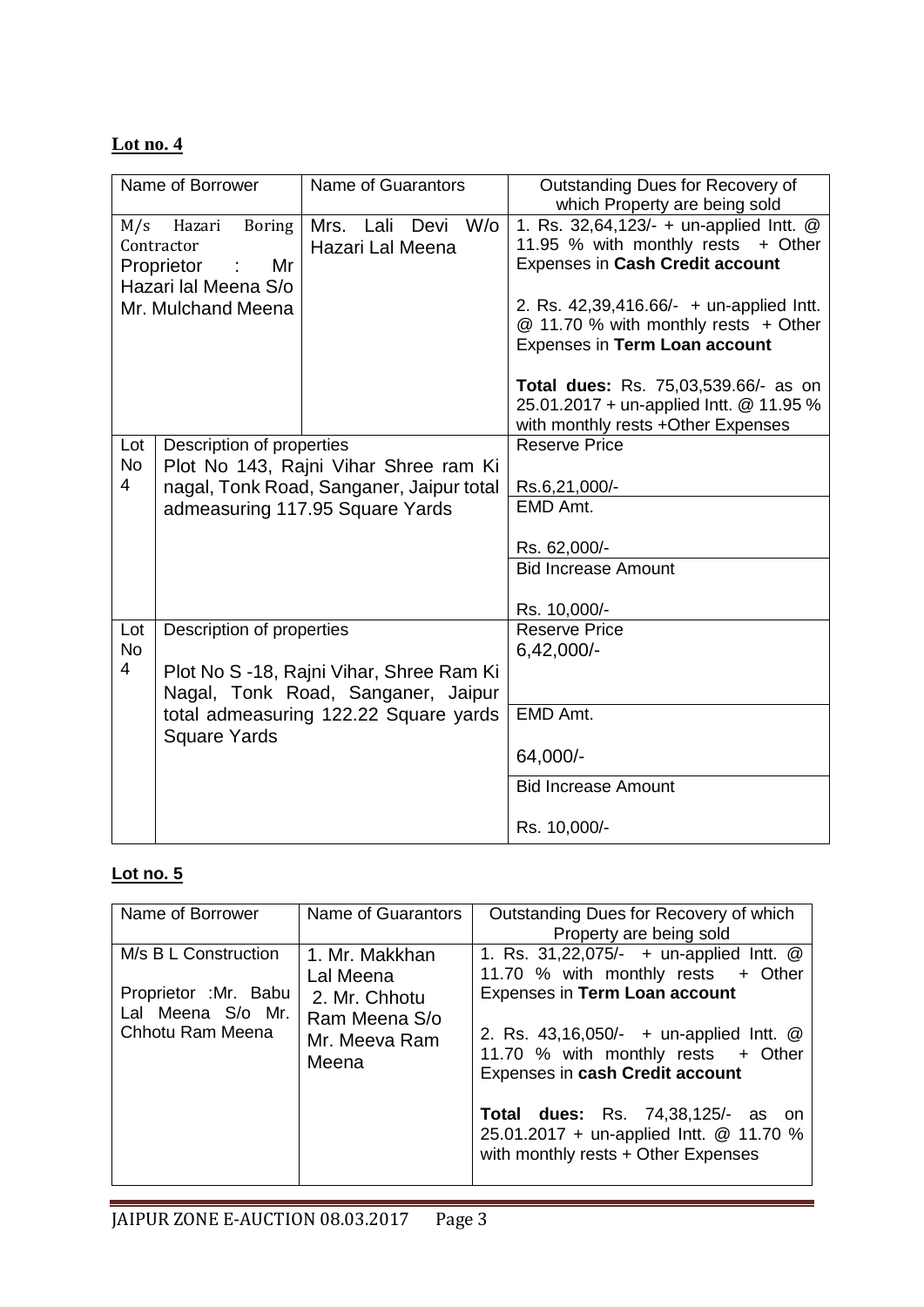**Lot no. 4**

| Name of Borrower | | Name of Guarantors | Outstanding Dues for Recovery of which Property are being sold |
|---|---|---|---|
| M/s Hazari Boring Contractor Proprietor : Mr Hazari lal Meena S/o Mr. Mulchand Meena | | Mrs. Lali Devi W/o Hazari Lal Meena | 1. Rs. 32,64,123/- + un-applied Intt. @ 11.95 % with monthly rests + Other Expenses in **Cash Credit account**<br><br>2. Rs. 42,39,416.66/- + un-applied Intt. @ 11.70 % with monthly rests + Other Expenses in **Term Loan account**<br><br>**Total dues:** Rs. 75,03,539.66/- as on 25.01.2017 + un-applied Intt. @ 11.95 % with monthly rests +Other Expenses |
| Lot No 4 | Description of properties<br>Plot No 143, Rajni Vihar Shree ram Ki nagal, Tonk Road, Sanganer, Jaipur total admeasuring 117.95 Square Yards | | Reserve Price<br><br>Rs.6,21,000/-<br>EMD Amt.<br><br>Rs. 62,000/-<br>Bid Increase Amount<br><br>Rs. 10,000/- |
| Lot No 4 | Description of properties<br><br>Plot No S -18, Rajni Vihar, Shree Ram Ki Nagal, Tonk Road, Sanganer, Jaipur total admeasuring 122.22 Square yards Square Yards | | Reserve Price<br>6,42,000/-<br><br>EMD Amt.<br><br>64,000/-<br>Bid Increase Amount<br><br>Rs. 10,000/- |

**Lot no. 5**

| Name of Borrower | Name of Guarantors | Outstanding Dues for Recovery of which Property are being sold |
|---|---|---|
| M/s B L Construction<br><br>Proprietor :Mr. Babu Lal Meena S/o Mr. Chhotu Ram Meena | 1. Mr. Makkhan Lal Meena<br>2. Mr. Chhotu Ram Meena S/o Mr. Meeva Ram Meena | 1. Rs. 31,22,075/- + un-applied Intt. @ 11.70 % with monthly rests + Other Expenses in **Term Loan account**<br><br>2. Rs. 43,16,050/- + un-applied Intt. @ 11.70 % with monthly rests + Other Expenses in **cash Credit account**<br><br>**Total dues:** Rs. 74,38,125/- as on 25.01.2017 + un-applied Intt. @ 11.70 % with monthly rests + Other Expenses |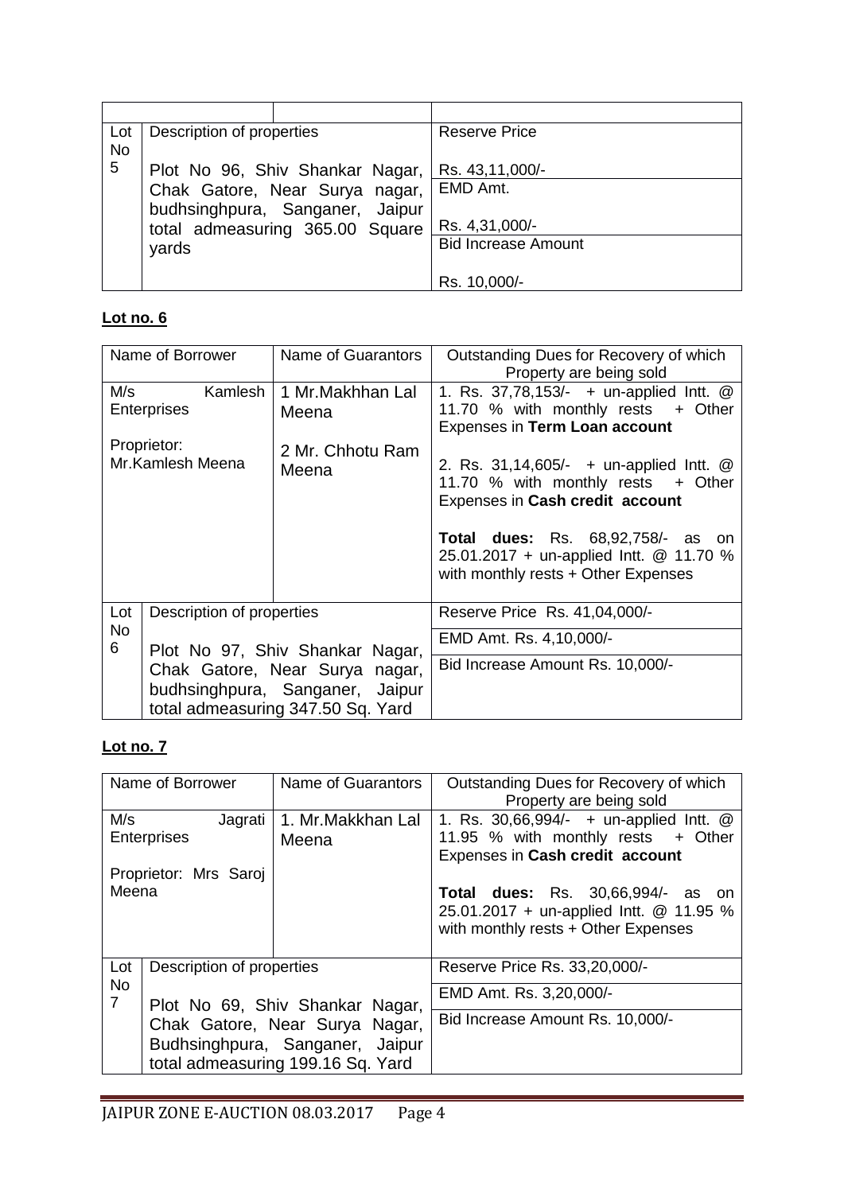| Lot No | Description of properties | Reserve Price |
|---|---|---|
| 5 | Plot No 96, Shiv Shankar Nagar, Chak Gatore, Near Surya nagar, budhsinghpura, Sanganer, Jaipur total admeasuring 365.00 Square yards | Rs. 43,11,000/- |
| | | EMD Amt. |
| | | Rs. 4,31,000/- |
| | | Bid Increase Amount |
| | | Rs. 10,000/- |

## Lot no. 6

| Name of Borrower | Name of Guarantors | Outstanding Dues for Recovery of which Property are being sold |
|---|---|---|
| M/s Kamlesh Enterprises<br><br>Proprietor: Mr.Kamlesh Meena | 1 Mr.Makhhan Lal Meena<br><br>2 Mr. Chhotu Ram Meena | 1. Rs. 37,78,153/- + un-applied Intt. @ 11.70 % with monthly rests + Other Expenses in **Term Loan account**<br><br>2. Rs. 31,14,605/- + un-applied Intt. @ 11.70 % with monthly rests + Other Expenses in **Cash credit account**<br><br>**Total dues:** Rs. 68,92,758/- as on 25.01.2017 + un-applied Intt. @ 11.70 % with monthly rests + Other Expenses |

| Lot No | Description of properties | |
|---|---|---|
| 6 | Plot No 97, Shiv Shankar Nagar, Chak Gatore, Near Surya nagar, budhsinghpura, Sanganer, Jaipur total admeasuring 347.50 Sq. Yard | Reserve Price Rs. 41,04,000/- |
| | | EMD Amt. Rs. 4,10,000/- |
| | | Bid Increase Amount Rs. 10,000/- |

## Lot no. 7

| Name of Borrower | Name of Guarantors | Outstanding Dues for Recovery of which Property are being sold |
|---|---|---|
| M/s Jagrati Enterprises<br><br>Proprietor: Mrs Saroj Meena | 1. Mr.Makkhan Lal Meena | 1. Rs. 30,66,994/- + un-applied Intt. @ 11.95 % with monthly rests + Other Expenses in **Cash credit account**<br><br>**Total dues:** Rs. 30,66,994/- as on 25.01.2017 + un-applied Intt. @ 11.95 % with monthly rests + Other Expenses |

| Lot No | Description of properties | |
|---|---|---|
| 7 | Plot No 69, Shiv Shankar Nagar, Chak Gatore, Near Surya Nagar, Budhsinghpura, Sanganer, Jaipur total admeasuring 199.16 Sq. Yard | Reserve Price Rs. 33,20,000/- |
| | | EMD Amt. Rs. 3,20,000/- |
| | | Bid Increase Amount Rs. 10,000/- |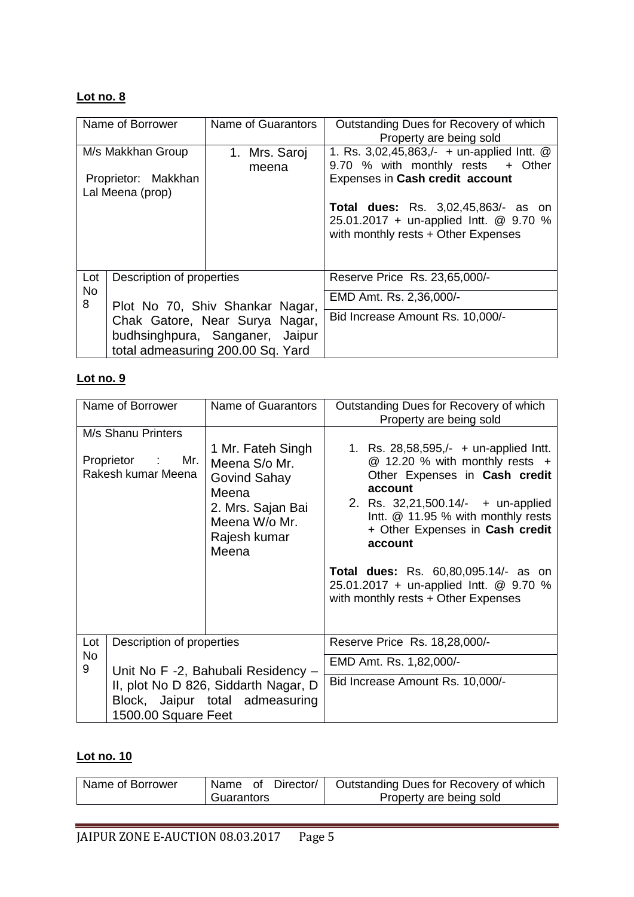**Lot no. 8**

| Name of Borrower | | Name of Guarantors | Outstanding Dues for Recovery of which Property are being sold |
|---|---|---|---|
| M/s Makkhan Group<br><br>Proprietor: Makkhan Lal Meena (prop) | | 1. Mrs. Saroj meena | 1. Rs. 3,02,45,863,/- + un-applied Intt. @ 9.70 % with monthly rests + Other Expenses in **Cash credit account**<br><br>**Total dues:** Rs. 3,02,45,863/- as on 25.01.2017 + un-applied Intt. @ 9.70 % with monthly rests + Other Expenses |
| Lot No 8 | Description of properties<br><br>Plot No 70, Shiv Shankar Nagar, Chak Gatore, Near Surya Nagar, budhsinghpura, Sanganer, Jaipur total admeasuring 200.00 Sq. Yard | | Reserve Price Rs. 23,65,000/-<br><br>EMD Amt. Rs. 2,36,000/-<br><br>Bid Increase Amount Rs. 10,000/- |

**Lot no. 9**

| Name of Borrower | | Name of Guarantors | Outstanding Dues for Recovery of which Property are being sold |
|---|---|---|---|
| M/s Shanu Printers<br><br>Proprietor : Mr. Rakesh kumar Meena | | 1 Mr. Fateh Singh Meena S/o Mr. Govind Sahay Meena<br>2. Mrs. Sajan Bai Meena W/o Mr. Rajesh kumar Meena | 1. Rs. 28,58,595,/- + un-applied Intt. @ 12.20 % with monthly rests + Other Expenses in **Cash credit account**<br>2. Rs. 32,21,500.14/- + un-applied Intt. @ 11.95 % with monthly rests + Other Expenses in **Cash credit account**<br><br>**Total dues:** Rs. 60,80,095.14/- as on 25.01.2017 + un-applied Intt. @ 9.70 % with monthly rests + Other Expenses |
| Lot No 9 | Description of properties<br><br>Unit No F -2, Bahubali Residency – II, plot No D 826, Siddarth Nagar, D Block, Jaipur total admeasuring 1500.00 Square Feet | | Reserve Price Rs. 18,28,000/-<br><br>EMD Amt. Rs. 1,82,000/-<br><br>Bid Increase Amount Rs. 10,000/- |

**Lot no. 10**

| Name of Borrower | Name of Director/ Guarantors | Outstanding Dues for Recovery of which Property are being sold |
|---|---|---|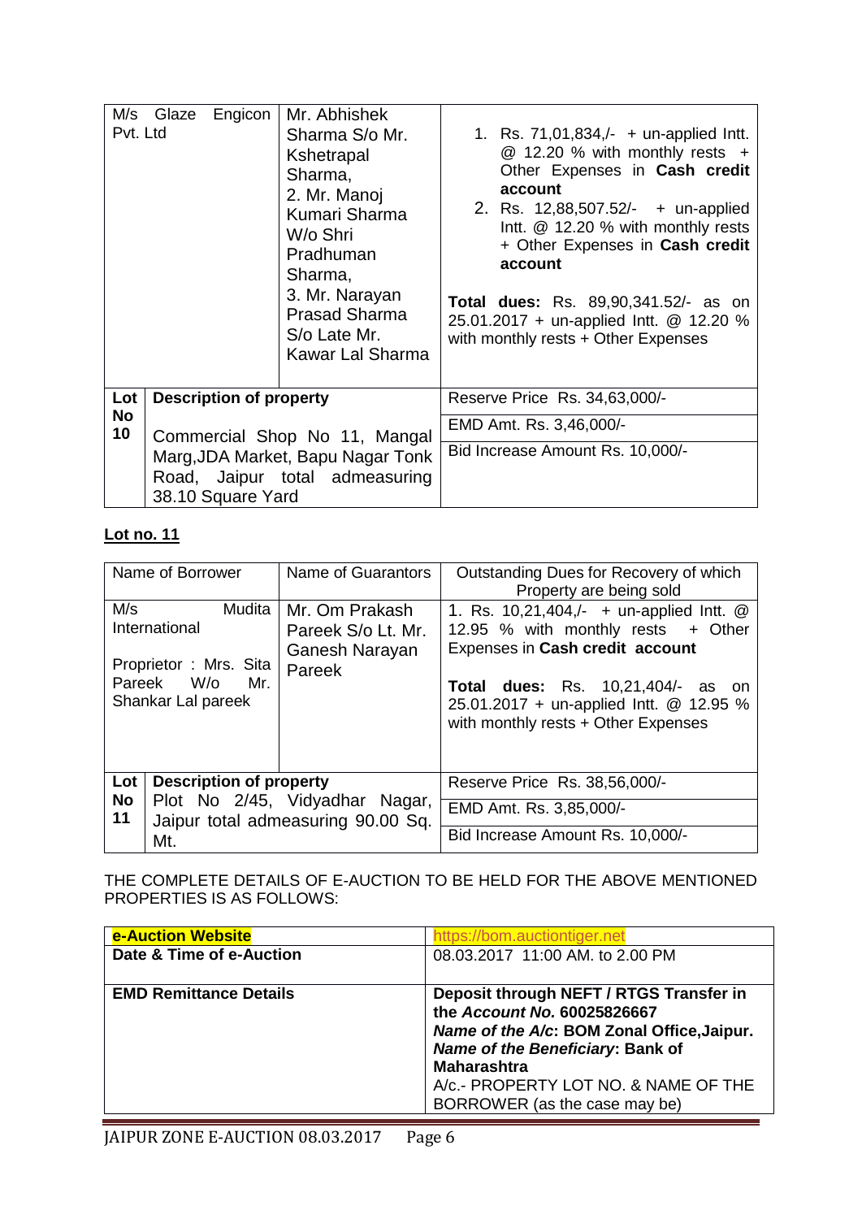| | | |
|---|---|---|
| M/s Glaze Engicon Pvt. Ltd | Mr. Abhishek Sharma S/o Mr. Kshetrapal Sharma,<br>2. Mr. Manoj Kumari Sharma W/o Shri Pradhuman Sharma,<br>3. Mr. Narayan Prasad Sharma S/o Late Mr. Kawar Lal Sharma | 1. Rs. 71,01,834,/- + un-applied Intt. @ 12.20 % with monthly rests + Other Expenses in **Cash credit account**<br>2. Rs. 12,88,507.52/- + un-applied Intt. @ 12.20 % with monthly rests + Other Expenses in **Cash credit account**<br><br>**Total dues:** Rs. 89,90,341.52/- as on 25.01.2017 + un-applied Intt. @ 12.20 % with monthly rests + Other Expenses |
| **Lot No 10** | **Description of property**<br>Commercial Shop No 11, Mangal Marg,JDA Market, Bapu Nagar Tonk Road, Jaipur total admeasuring 38.10 Square Yard | Reserve Price Rs. 34,63,000/-<br>EMD Amt. Rs. 3,46,000/-<br>Bid Increase Amount Rs. 10,000/- |

**Lot no. 11**

| Name of Borrower | Name of Guarantors | Outstanding Dues for Recovery of which Property are being sold |
|---|---|---|
| M/s Mudita International<br><br>Proprietor : Mrs. Sita Pareek W/o Mr. Shankar Lal pareek | Mr. Om Prakash Pareek S/o Lt. Mr. Ganesh Narayan Pareek | 1. Rs. 10,21,404,/- + un-applied Intt. @ 12.95 % with monthly rests + Other Expenses in **Cash credit account**<br><br>**Total dues:** Rs. 10,21,404/- as on 25.01.2017 + un-applied Intt. @ 12.95 % with monthly rests + Other Expenses |
| **Lot No 11** | **Description of property**<br>Plot No 2/45, Vidyadhar Nagar, Jaipur total admeasuring 90.00 Sq. Mt. | Reserve Price Rs. 38,56,000/-<br>EMD Amt. Rs. 3,85,000/-<br>Bid Increase Amount Rs. 10,000/- |

THE COMPLETE DETAILS OF E-AUCTION TO BE HELD FOR THE ABOVE MENTIONED PROPERTIES IS AS FOLLOWS:

| | |
|---|---|
| **e-Auction Website** | https://bom.auctiontiger.net |
| **Date & Time of e-Auction** | 08.03.2017 11:00 AM. to 2.00 PM |
| **EMD Remittance Details** | **Deposit through NEFT / RTGS Transfer in the *Account No.* 60025826667**<br>***Name of the A/c*: BOM Zonal Office,Jaipur.**<br>***Name of the Beneficiary*: Bank of Maharashtra**<br>A/c.- PROPERTY LOT NO. & NAME OF THE BORROWER (as the case may be) |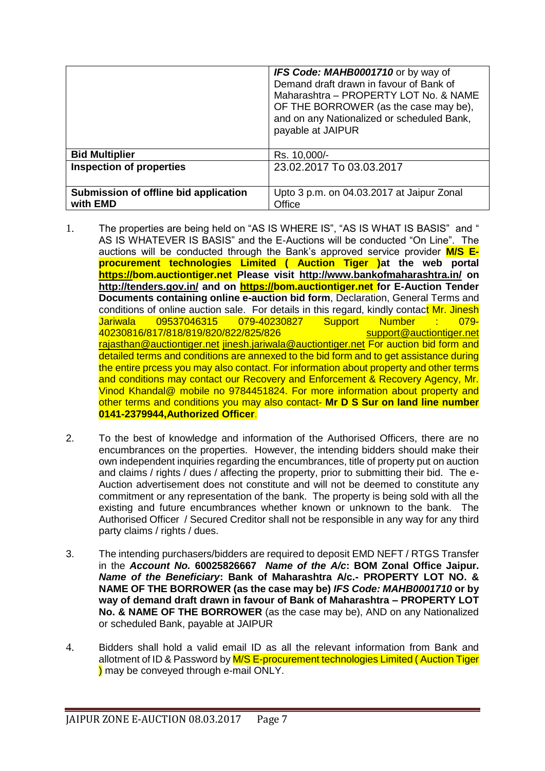| | ***IFS Code: MAHB0001710*** or by way of Demand draft drawn in favour of Bank of Maharashtra – PROPERTY LOT No. & NAME OF THE BORROWER (as the case may be), and on any Nationalized or scheduled Bank, payable at JAIPUR |
|---|---|
| **Bid Multiplier** | Rs. 10,000/- |
| **Inspection of properties** | 23.02.2017 To 03.03.2017 |
| **Submission of offline bid application with EMD** | Upto 3 p.m. on 04.03.2017 at Jaipur Zonal Office |

1. The properties are being held on "AS IS WHERE IS", "AS IS WHAT IS BASIS" and " AS IS WHATEVER IS BASIS" and the E-Auctions will be conducted "On Line". The auctions will be conducted through the Bank's approved service provider **M/S E-procurement technologies Limited ( Auction Tiger )at the web portal https://bom.auctiontiger.net Please visit http://www.bankofmaharashtra.in/ on http://tenders.gov.in/ and on https://bom.auctiontiger.net for E-Auction Tender Documents containing online e-auction bid form**, Declaration, General Terms and conditions of online auction sale. For details in this regard, kindly contact Mr. Jinesh Jariwala 09537046315 079-40230827 Support Number : 079-40230816/817/818/819/820/822/825/826 support@auctiontiger.net rajasthan@auctiontiger.net jinesh.jariwala@auctiontiger.net For auction bid form and detailed terms and conditions are annexed to the bid form and to get assistance during the entire prcess you may also contact. For information about property and other terms and conditions may contact our Recovery and Enforcement & Recovery Agency, Mr. Vinod Khandal@ mobile no 9784451824. For more information about property and other terms and conditions you may also contact- **Mr D S Sur on land line number 0141-2379944,Authorized Officer**.

2. To the best of knowledge and information of the Authorised Officers, there are no encumbrances on the properties. However, the intending bidders should make their own independent inquiries regarding the encumbrances, title of property put on auction and claims / rights / dues / affecting the property, prior to submitting their bid. The e-Auction advertisement does not constitute and will not be deemed to constitute any commitment or any representation of the bank. The property is being sold with all the existing and future encumbrances whether known or unknown to the bank. The Authorised Officer / Secured Creditor shall not be responsible in any way for any third party claims / rights / dues.

3. The intending purchasers/bidders are required to deposit EMD NEFT / RTGS Transfer in the ***Account No.* 60025826667** ***Name of the A/c*: BOM Zonal Office Jaipur.** ***Name of the Beneficiary*: Bank of Maharashtra A/c.- PROPERTY LOT NO. & NAME OF THE BORROWER (as the case may be)** ***IFS Code: MAHB0001710*** **or by way of demand draft drawn in favour of Bank of Maharashtra – PROPERTY LOT No. & NAME OF THE BORROWER** (as the case may be), AND on any Nationalized or scheduled Bank, payable at JAIPUR

4. Bidders shall hold a valid email ID as all the relevant information from Bank and allotment of ID & Password by M/S E-procurement technologies Limited ( Auction Tiger ) may be conveyed through e-mail ONLY.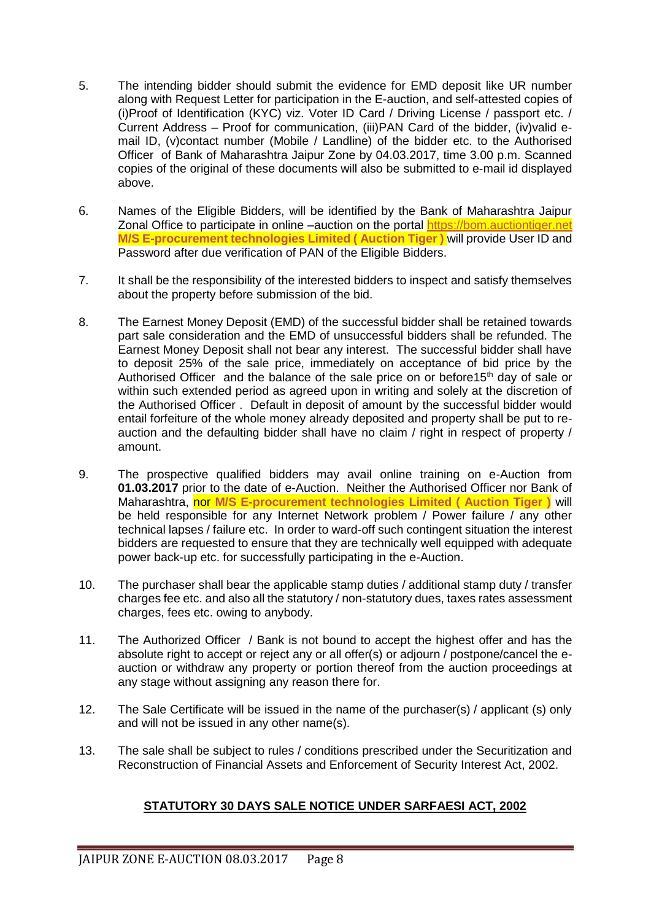5. The intending bidder should submit the evidence for EMD deposit like UR number along with Request Letter for participation in the E-auction, and self-attested copies of (i)Proof of Identification (KYC) viz. Voter ID Card / Driving License / passport etc. / Current Address – Proof for communication, (iii)PAN Card of the bidder, (iv)valid e-mail ID, (v)contact number (Mobile / Landline) of the bidder etc. to the Authorised Officer of Bank of Maharashtra Jaipur Zone by 04.03.2017, time 3.00 p.m. Scanned copies of the original of these documents will also be submitted to e-mail id displayed above.

6. Names of the Eligible Bidders, will be identified by the Bank of Maharashtra Jaipur Zonal Office to participate in online –auction on the portal https://bom.auctiontiger.net **M/S E-procurement technologies Limited ( Auction Tiger )** will provide User ID and Password after due verification of PAN of the Eligible Bidders.

7. It shall be the responsibility of the interested bidders to inspect and satisfy themselves about the property before submission of the bid.

8. The Earnest Money Deposit (EMD) of the successful bidder shall be retained towards part sale consideration and the EMD of unsuccessful bidders shall be refunded. The Earnest Money Deposit shall not bear any interest. The successful bidder shall have to deposit 25% of the sale price, immediately on acceptance of bid price by the Authorised Officer and the balance of the sale price on or before15th day of sale or within such extended period as agreed upon in writing and solely at the discretion of the Authorised Officer . Default in deposit of amount by the successful bidder would entail forfeiture of the whole money already deposited and property shall be put to re-auction and the defaulting bidder shall have no claim / right in respect of property / amount.

9. The prospective qualified bidders may avail online training on e-Auction from **01.03.2017** prior to the date of e-Auction. Neither the Authorised Officer nor Bank of Maharashtra, nor **M/S E-procurement technologies Limited ( Auction Tiger )** will be held responsible for any Internet Network problem / Power failure / any other technical lapses / failure etc. In order to ward-off such contingent situation the interest bidders are requested to ensure that they are technically well equipped with adequate power back-up etc. for successfully participating in the e-Auction.

10. The purchaser shall bear the applicable stamp duties / additional stamp duty / transfer charges fee etc. and also all the statutory / non-statutory dues, taxes rates assessment charges, fees etc. owing to anybody.

11. The Authorized Officer / Bank is not bound to accept the highest offer and has the absolute right to accept or reject any or all offer(s) or adjourn / postpone/cancel the e-auction or withdraw any property or portion thereof from the auction proceedings at any stage without assigning any reason there for.

12. The Sale Certificate will be issued in the name of the purchaser(s) / applicant (s) only and will not be issued in any other name(s).

13. The sale shall be subject to rules / conditions prescribed under the Securitization and Reconstruction of Financial Assets and Enforcement of Security Interest Act, 2002.

## STATUTORY 30 DAYS SALE NOTICE UNDER SARFAESI ACT, 2002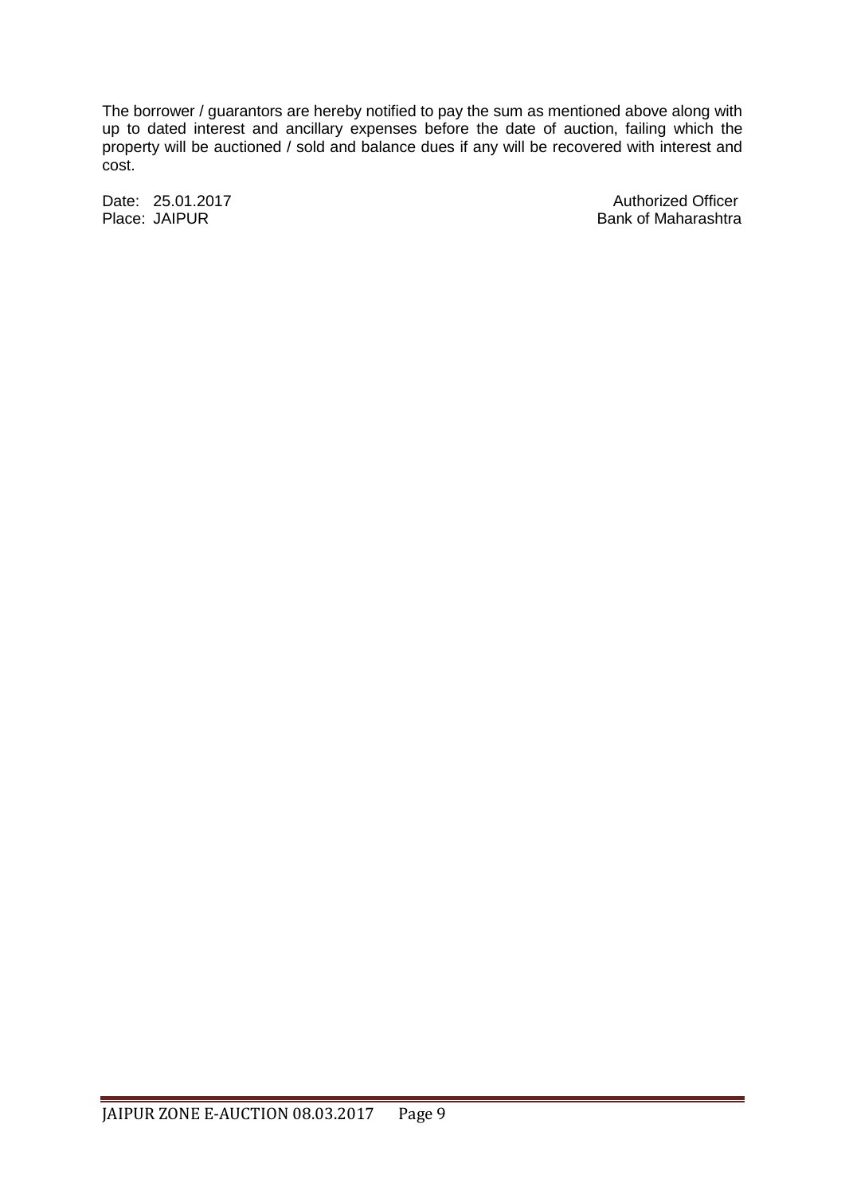The borrower / guarantors are hereby notified to pay the sum as mentioned above along with up to dated interest and ancillary expenses before the date of auction, failing which the property will be auctioned / sold and balance dues if any will be recovered with interest and cost.

Date: 25.01.2017
Place: JAIPUR

Authorized Officer
Bank of Maharashtra